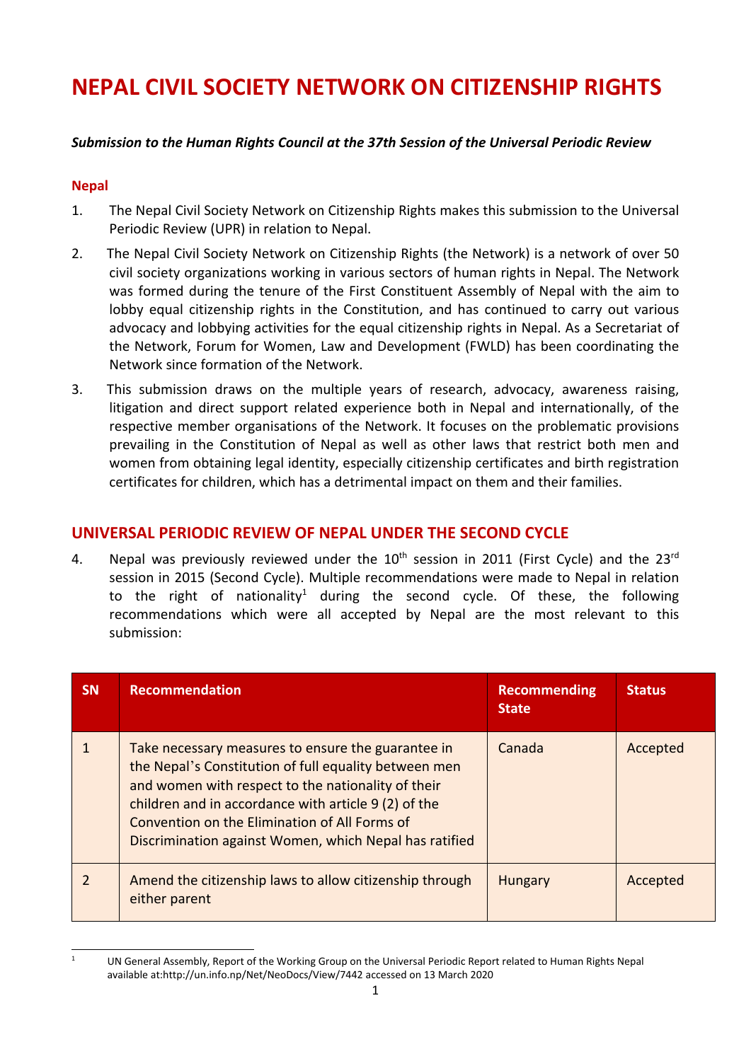# NEPAL CIVIL SOCIETY NETWORK ON CITIZENSHIP RIGHTS

***Submission to the Human Rights Council at the 37th Session of the Universal Periodic Review***

**Nepal**

1. The Nepal Civil Society Network on Citizenship Rights makes this submission to the Universal Periodic Review (UPR) in relation to Nepal.

2. The Nepal Civil Society Network on Citizenship Rights (the Network) is a network of over 50 civil society organizations working in various sectors of human rights in Nepal. The Network was formed during the tenure of the First Constituent Assembly of Nepal with the aim to lobby equal citizenship rights in the Constitution, and has continued to carry out various advocacy and lobbying activities for the equal citizenship rights in Nepal. As a Secretariat of the Network, Forum for Women, Law and Development (FWLD) has been coordinating the Network since formation of the Network.

3. This submission draws on the multiple years of research, advocacy, awareness raising, litigation and direct support related experience both in Nepal and internationally, of the respective member organisations of the Network. It focuses on the problematic provisions prevailing in the Constitution of Nepal as well as other laws that restrict both men and women from obtaining legal identity, especially citizenship certificates and birth registration certificates for children, which has a detrimental impact on them and their families.

## UNIVERSAL PERIODIC REVIEW OF NEPAL UNDER THE SECOND CYCLE

4. Nepal was previously reviewed under the 10th session in 2011 (First Cycle) and the 23rd session in 2015 (Second Cycle). Multiple recommendations were made to Nepal in relation to the right of nationality[1] during the second cycle. Of these, the following recommendations which were all accepted by Nepal are the most relevant to this submission:

| SN | Recommendation | Recommending State | Status |
|---|---|---|---|
| 1 | Take necessary measures to ensure the guarantee in the Nepal's Constitution of full equality between men and women with respect to the nationality of their children and in accordance with article 9 (2) of the Convention on the Elimination of All Forms of Discrimination against Women, which Nepal has ratified | Canada | Accepted |
| 2 | Amend the citizenship laws to allow citizenship through either parent | Hungary | Accepted |

[1] UN General Assembly, Report of the Working Group on the Universal Periodic Report related to Human Rights Nepal available at:http://un.info.np/Net/NeoDocs/View/7442 accessed on 13 March 2020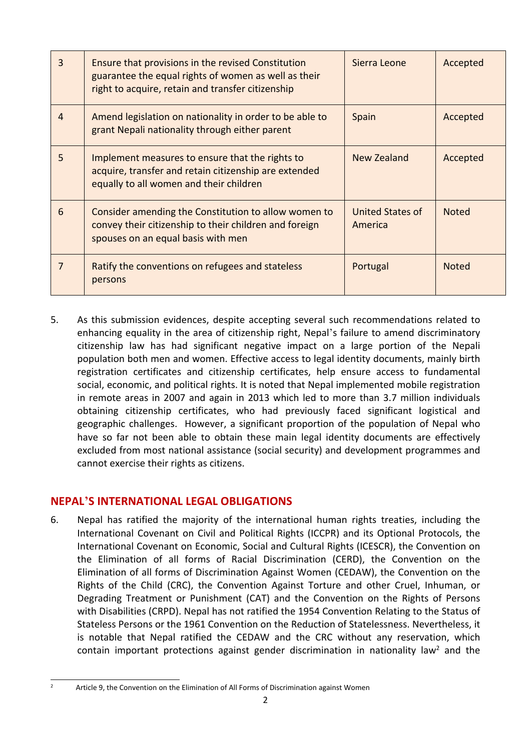| 3 | Ensure that provisions in the revised Constitution guarantee the equal rights of women as well as their right to acquire, retain and transfer citizenship | Sierra Leone | Accepted |
|---|---|---|---|
| 4 | Amend legislation on nationality in order to be able to grant Nepali nationality through either parent | Spain | Accepted |
| 5 | Implement measures to ensure that the rights to acquire, transfer and retain citizenship are extended equally to all women and their children | New Zealand | Accepted |
| 6 | Consider amending the Constitution to allow women to convey their citizenship to their children and foreign spouses on an equal basis with men | United States of America | Noted |
| 7 | Ratify the conventions on refugees and stateless persons | Portugal | Noted |

5. As this submission evidences, despite accepting several such recommendations related to enhancing equality in the area of citizenship right, Nepal's failure to amend discriminatory citizenship law has had significant negative impact on a large portion of the Nepali population both men and women. Effective access to legal identity documents, mainly birth registration certificates and citizenship certificates, help ensure access to fundamental social, economic, and political rights. It is noted that Nepal implemented mobile registration in remote areas in 2007 and again in 2013 which led to more than 3.7 million individuals obtaining citizenship certificates, who had previously faced significant logistical and geographic challenges. However, a significant proportion of the population of Nepal who have so far not been able to obtain these main legal identity documents are effectively excluded from most national assistance (social security) and development programmes and cannot exercise their rights as citizens.

## NEPAL'S INTERNATIONAL LEGAL OBLIGATIONS

6. Nepal has ratified the majority of the international human rights treaties, including the International Covenant on Civil and Political Rights (ICCPR) and its Optional Protocols, the International Covenant on Economic, Social and Cultural Rights (ICESCR), the Convention on the Elimination of all forms of Racial Discrimination (CERD), the Convention on the Elimination of all forms of Discrimination Against Women (CEDAW), the Convention on the Rights of the Child (CRC), the Convention Against Torture and other Cruel, Inhuman, or Degrading Treatment or Punishment (CAT) and the Convention on the Rights of Persons with Disabilities (CRPD). Nepal has not ratified the 1954 Convention Relating to the Status of Stateless Persons or the 1961 Convention on the Reduction of Statelessness. Nevertheless, it is notable that Nepal ratified the CEDAW and the CRC without any reservation, which contain important protections against gender discrimination in nationality law[2] and the

[2] Article 9, the Convention on the Elimination of All Forms of Discrimination against Women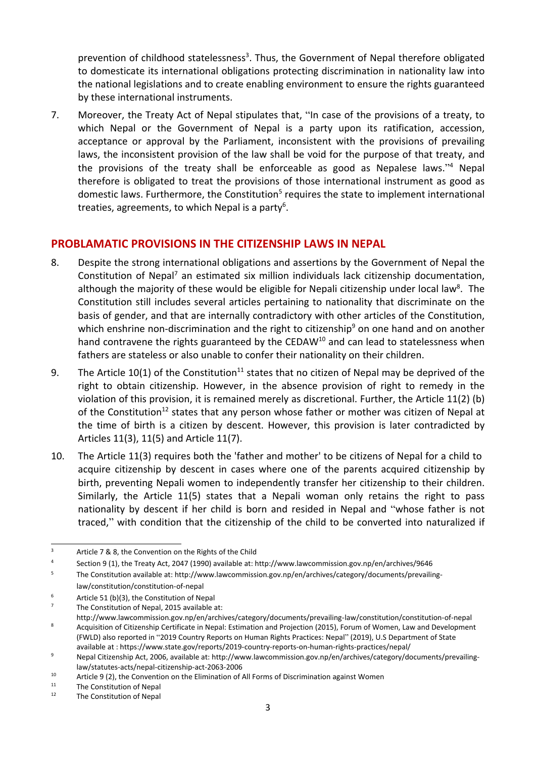prevention of childhood statelessness[3]. Thus, the Government of Nepal therefore obligated to domesticate its international obligations protecting discrimination in nationality law into the national legislations and to create enabling environment to ensure the rights guaranteed by these international instruments.

7. Moreover, the Treaty Act of Nepal stipulates that, "In case of the provisions of a treaty, to which Nepal or the Government of Nepal is a party upon its ratification, accession, acceptance or approval by the Parliament, inconsistent with the provisions of prevailing laws, the inconsistent provision of the law shall be void for the purpose of that treaty, and the provisions of the treaty shall be enforceable as good as Nepalese laws."[4] Nepal therefore is obligated to treat the provisions of those international instrument as good as domestic laws. Furthermore, the Constitution[5] requires the state to implement international treaties, agreements, to which Nepal is a party[6].

## PROBLAMATIC PROVISIONS IN THE CITIZENSHIP LAWS IN NEPAL

8. Despite the strong international obligations and assertions by the Government of Nepal the Constitution of Nepal[7] an estimated six million individuals lack citizenship documentation, although the majority of these would be eligible for Nepali citizenship under local law[8]. The Constitution still includes several articles pertaining to nationality that discriminate on the basis of gender, and that are internally contradictory with other articles of the Constitution, which enshrine non-discrimination and the right to citizenship[9] on one hand and on another hand contravene the rights guaranteed by the CEDAW[10] and can lead to statelessness when fathers are stateless or also unable to confer their nationality on their children.

9. The Article 10(1) of the Constitution[11] states that no citizen of Nepal may be deprived of the right to obtain citizenship. However, in the absence provision of right to remedy in the violation of this provision, it is remained merely as discretional. Further, the Article 11(2) (b) of the Constitution[12] states that any person whose father or mother was citizen of Nepal at the time of birth is a citizen by descent. However, this provision is later contradicted by Articles 11(3), 11(5) and Article 11(7).

10. The Article 11(3) requires both the 'father and mother' to be citizens of Nepal for a child to acquire citizenship by descent in cases where one of the parents acquired citizenship by birth, preventing Nepali women to independently transfer her citizenship to their children. Similarly, the Article 11(5) states that a Nepali woman only retains the right to pass nationality by descent if her child is born and resided in Nepal and "whose father is not traced," with condition that the citizenship of the child to be converted into naturalized if

---

[3] Article 7 & 8, the Convention on the Rights of the Child

[4] Section 9 (1), the Treaty Act, 2047 (1990) available at: http://www.lawcommission.gov.np/en/archives/9646

[5] The Constitution available at: http://www.lawcommission.gov.np/en/archives/category/documents/prevailing-law/constitution/constitution-of-nepal

[6] Article 51 (b)(3), the Constitution of Nepal

[7] The Constitution of Nepal, 2015 available at: http://www.lawcommission.gov.np/en/archives/category/documents/prevailing-law/constitution/constitution-of-nepal

[8] Acquisition of Citizenship Certificate in Nepal: Estimation and Projection (2015), Forum of Women, Law and Development (FWLD) also reported in "2019 Country Reports on Human Rights Practices: Nepal" (2019), U.S Department of State available at : https://www.state.gov/reports/2019-country-reports-on-human-rights-practices/nepal/

[9] Nepal Citizenship Act, 2006, available at: http://www.lawcommission.gov.np/en/archives/category/documents/prevailing-law/statutes-acts/nepal-citizenship-act-2063-2006

[10] Article 9 (2), the Convention on the Elimination of All Forms of Discrimination against Women

[11] The Constitution of Nepal

[12] The Constitution of Nepal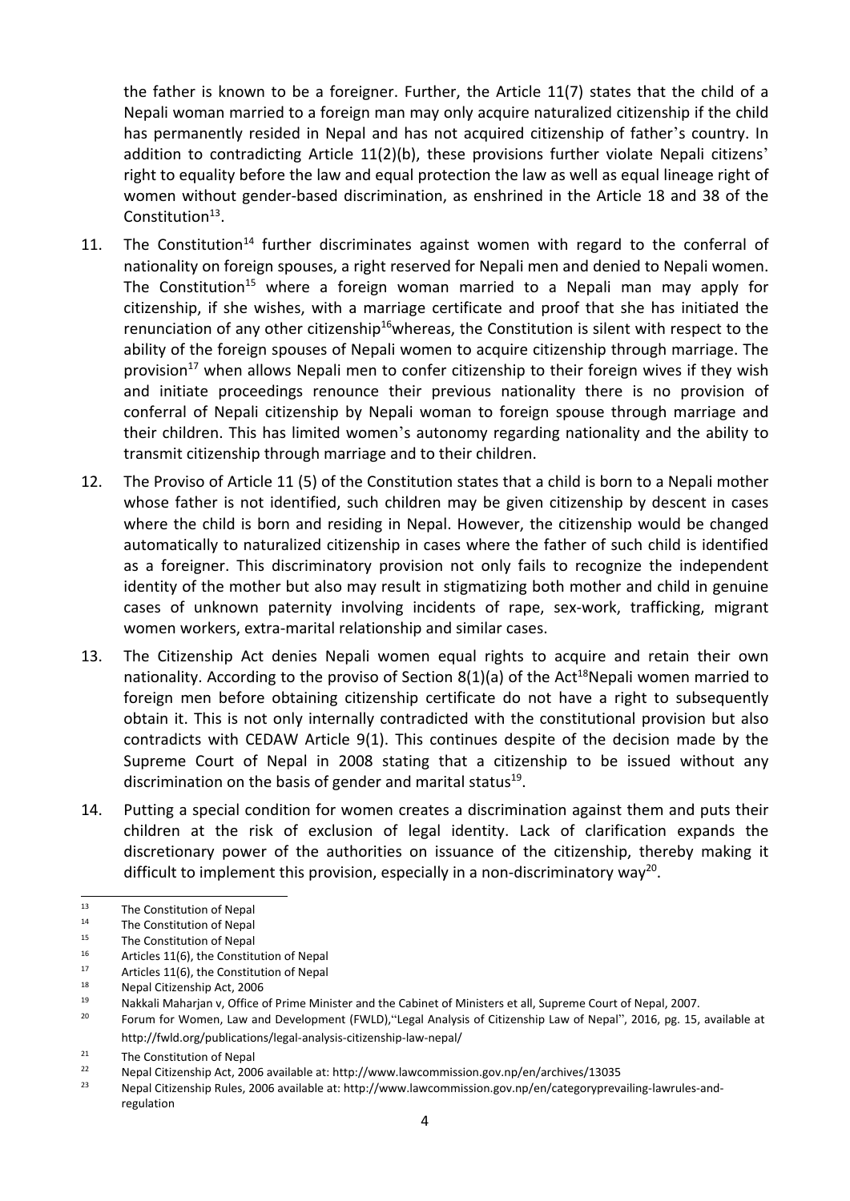the father is known to be a foreigner. Further, the Article 11(7) states that the child of a Nepali woman married to a foreign man may only acquire naturalized citizenship if the child has permanently resided in Nepal and has not acquired citizenship of father's country. In addition to contradicting Article 11(2)(b), these provisions further violate Nepali citizens' right to equality before the law and equal protection the law as well as equal lineage right of women without gender-based discrimination, as enshrined in the Article 18 and 38 of the Constitution[13].

11. The Constitution[14] further discriminates against women with regard to the conferral of nationality on foreign spouses, a right reserved for Nepali men and denied to Nepali women. The Constitution[15] where a foreign woman married to a Nepali man may apply for citizenship, if she wishes, with a marriage certificate and proof that she has initiated the renunciation of any other citizenship[16]whereas, the Constitution is silent with respect to the ability of the foreign spouses of Nepali women to acquire citizenship through marriage. The provision[17] when allows Nepali men to confer citizenship to their foreign wives if they wish and initiate proceedings renounce their previous nationality there is no provision of conferral of Nepali citizenship by Nepali woman to foreign spouse through marriage and their children. This has limited women's autonomy regarding nationality and the ability to transmit citizenship through marriage and to their children.

12. The Proviso of Article 11 (5) of the Constitution states that a child is born to a Nepali mother whose father is not identified, such children may be given citizenship by descent in cases where the child is born and residing in Nepal. However, the citizenship would be changed automatically to naturalized citizenship in cases where the father of such child is identified as a foreigner. This discriminatory provision not only fails to recognize the independent identity of the mother but also may result in stigmatizing both mother and child in genuine cases of unknown paternity involving incidents of rape, sex-work, trafficking, migrant women workers, extra-marital relationship and similar cases.

13. The Citizenship Act denies Nepali women equal rights to acquire and retain their own nationality. According to the proviso of Section 8(1)(a) of the Act[18]Nepali women married to foreign men before obtaining citizenship certificate do not have a right to subsequently obtain it. This is not only internally contradicted with the constitutional provision but also contradicts with CEDAW Article 9(1). This continues despite of the decision made by the Supreme Court of Nepal in 2008 stating that a citizenship to be issued without any discrimination on the basis of gender and marital status[19].

14. Putting a special condition for women creates a discrimination against them and puts their children at the risk of exclusion of legal identity. Lack of clarification expands the discretionary power of the authorities on issuance of the citizenship, thereby making it difficult to implement this provision, especially in a non-discriminatory way[20].

---

[13] The Constitution of Nepal

[14] The Constitution of Nepal

[15] The Constitution of Nepal

[16] Articles 11(6), the Constitution of Nepal

[17] Articles 11(6), the Constitution of Nepal

[18] Nepal Citizenship Act, 2006

[19] Nakkali Maharjan v, Office of Prime Minister and the Cabinet of Ministers et all, Supreme Court of Nepal, 2007.

[20] Forum for Women, Law and Development (FWLD),"Legal Analysis of Citizenship Law of Nepal", 2016, pg. 15, available at http://fwld.org/publications/legal-analysis-citizenship-law-nepal/

[21] The Constitution of Nepal

[22] Nepal Citizenship Act, 2006 available at: http://www.lawcommission.gov.np/en/archives/13035

[23] Nepal Citizenship Rules, 2006 available at: http://www.lawcommission.gov.np/en/categoryprevailing-lawrules-and-regulation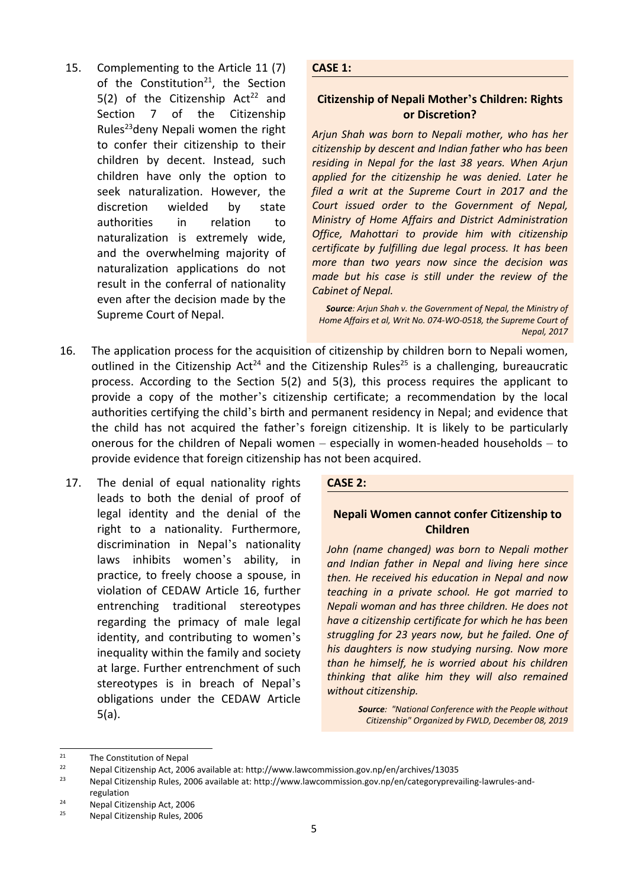15. Complementing to the Article 11 (7) of the Constitution[21], the Section 5(2) of the Citizenship Act[22] and Section 7 of the Citizenship Rules[23]deny Nepali women the right to confer their citizenship to their children by decent. Instead, such children have only the option to seek naturalization. However, the discretion wielded by state authorities in relation to naturalization is extremely wide, and the overwhelming majority of naturalization applications do not result in the conferral of nationality even after the decision made by the Supreme Court of Nepal.

**CASE 1:**

**Citizenship of Nepali Mother's Children: Rights or Discretion?**

*Arjun Shah was born to Nepali mother, who has her citizenship by descent and Indian father who has been residing in Nepal for the last 38 years. When Arjun applied for the citizenship he was denied. Later he filed a writ at the Supreme Court in 2017 and the Court issued order to the Government of Nepal, Ministry of Home Affairs and District Administration Office, Mahottari to provide him with citizenship certificate by fulfilling due legal process. It has been more than two years now since the decision was made but his case is still under the review of the Cabinet of Nepal.*

***Source**: Arjun Shah v. the Government of Nepal, the Ministry of Home Affairs et al, Writ No. 074-WO-0518, the Supreme Court of Nepal, 2017*

16. The application process for the acquisition of citizenship by children born to Nepali women, outlined in the Citizenship Act[24] and the Citizenship Rules[25] is a challenging, bureaucratic process. According to the Section 5(2) and 5(3), this process requires the applicant to provide a copy of the mother's citizenship certificate; a recommendation by the local authorities certifying the child's birth and permanent residency in Nepal; and evidence that the child has not acquired the father's foreign citizenship. It is likely to be particularly onerous for the children of Nepali women – especially in women-headed households – to provide evidence that foreign citizenship has not been acquired.

17. The denial of equal nationality rights leads to both the denial of proof of legal identity and the denial of the right to a nationality. Furthermore, discrimination in Nepal's nationality laws inhibits women's ability, in practice, to freely choose a spouse, in violation of CEDAW Article 16, further entrenching traditional stereotypes regarding the primacy of male legal identity, and contributing to women's inequality within the family and society at large. Further entrenchment of such stereotypes is in breach of Nepal's obligations under the CEDAW Article 5(a).

**CASE 2:**

**Nepali Women cannot confer Citizenship to Children**

*John (name changed) was born to Nepali mother and Indian father in Nepal and living here since then. He received his education in Nepal and now teaching in a private school. He got married to Nepali woman and has three children. He does not have a citizenship certificate for which he has been struggling for 23 years now, but he failed. One of his daughters is now studying nursing. Now more than he himself, he is worried about his children thinking that alike him they will also remained without citizenship.*

***Source**: "National Conference with the People without Citizenship" Organized by FWLD, December 08, 2019*

---

[21] The Constitution of Nepal

[22] Nepal Citizenship Act, 2006 available at: http://www.lawcommission.gov.np/en/archives/13035

[23] Nepal Citizenship Rules, 2006 available at: http://www.lawcommission.gov.np/en/categoryprevailing-lawrules-and-regulation

[24] Nepal Citizenship Act, 2006

[25] Nepal Citizenship Rules, 2006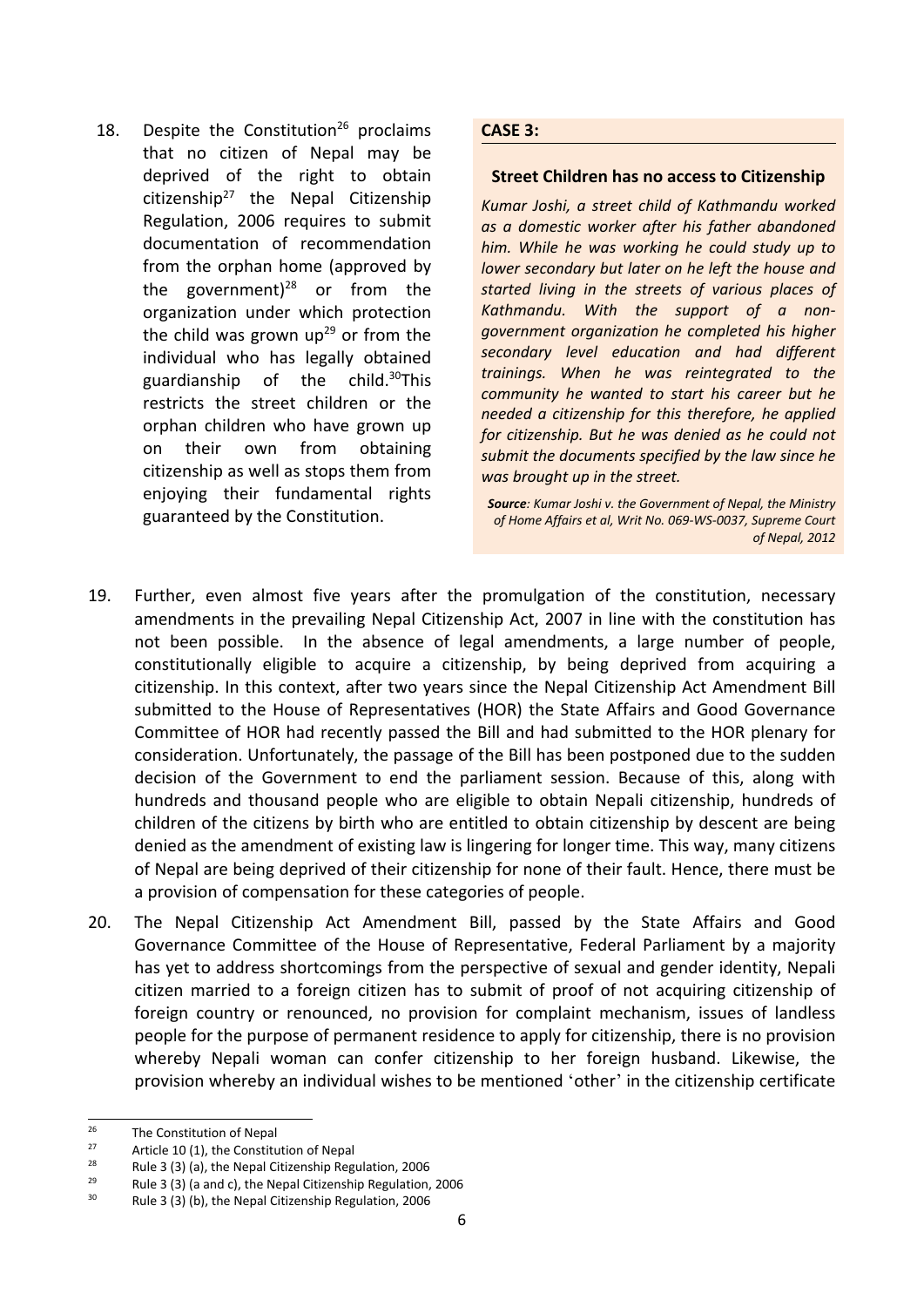18. Despite the Constitution[26] proclaims that no citizen of Nepal may be deprived of the right to obtain citizenship[27] the Nepal Citizenship Regulation, 2006 requires to submit documentation of recommendation from the orphan home (approved by the government)[28] or from the organization under which protection the child was grown up[29] or from the individual who has legally obtained guardianship of the child.[30]This restricts the street children or the orphan children who have grown up on their own from obtaining citizenship as well as stops them from enjoying their fundamental rights guaranteed by the Constitution.

> **CASE 3:**
>
> **Street Children has no access to Citizenship**
>
> *Kumar Joshi, a street child of Kathmandu worked as a domestic worker after his father abandoned him. While he was working he could study up to lower secondary but later on he left the house and started living in the streets of various places of Kathmandu. With the support of a non-government organization he completed his higher secondary level education and had different trainings. When he was reintegrated to the community he wanted to start his career but he needed a citizenship for this therefore, he applied for citizenship. But he was denied as he could not submit the documents specified by the law since he was brought up in the street.*
>
> ***Source**: Kumar Joshi v. the Government of Nepal, the Ministry of Home Affairs et al, Writ No. 069-WS-0037, Supreme Court of Nepal, 2012*

19. Further, even almost five years after the promulgation of the constitution, necessary amendments in the prevailing Nepal Citizenship Act, 2007 in line with the constitution has not been possible. In the absence of legal amendments, a large number of people, constitutionally eligible to acquire a citizenship, by being deprived from acquiring a citizenship. In this context, after two years since the Nepal Citizenship Act Amendment Bill submitted to the House of Representatives (HOR) the State Affairs and Good Governance Committee of HOR had recently passed the Bill and had submitted to the HOR plenary for consideration. Unfortunately, the passage of the Bill has been postponed due to the sudden decision of the Government to end the parliament session. Because of this, along with hundreds and thousand people who are eligible to obtain Nepali citizenship, hundreds of children of the citizens by birth who are entitled to obtain citizenship by descent are being denied as the amendment of existing law is lingering for longer time. This way, many citizens of Nepal are being deprived of their citizenship for none of their fault. Hence, there must be a provision of compensation for these categories of people.

20. The Nepal Citizenship Act Amendment Bill, passed by the State Affairs and Good Governance Committee of the House of Representative, Federal Parliament by a majority has yet to address shortcomings from the perspective of sexual and gender identity, Nepali citizen married to a foreign citizen has to submit of proof of not acquiring citizenship of foreign country or renounced, no provision for complaint mechanism, issues of landless people for the purpose of permanent residence to apply for citizenship, there is no provision whereby Nepali woman can confer citizenship to her foreign husband. Likewise, the provision whereby an individual wishes to be mentioned 'other' in the citizenship certificate

---

[26] The Constitution of Nepal

[27] Article 10 (1), the Constitution of Nepal

[28] Rule 3 (3) (a), the Nepal Citizenship Regulation, 2006

[29] Rule 3 (3) (a and c), the Nepal Citizenship Regulation, 2006

[30] Rule 3 (3) (b), the Nepal Citizenship Regulation, 2006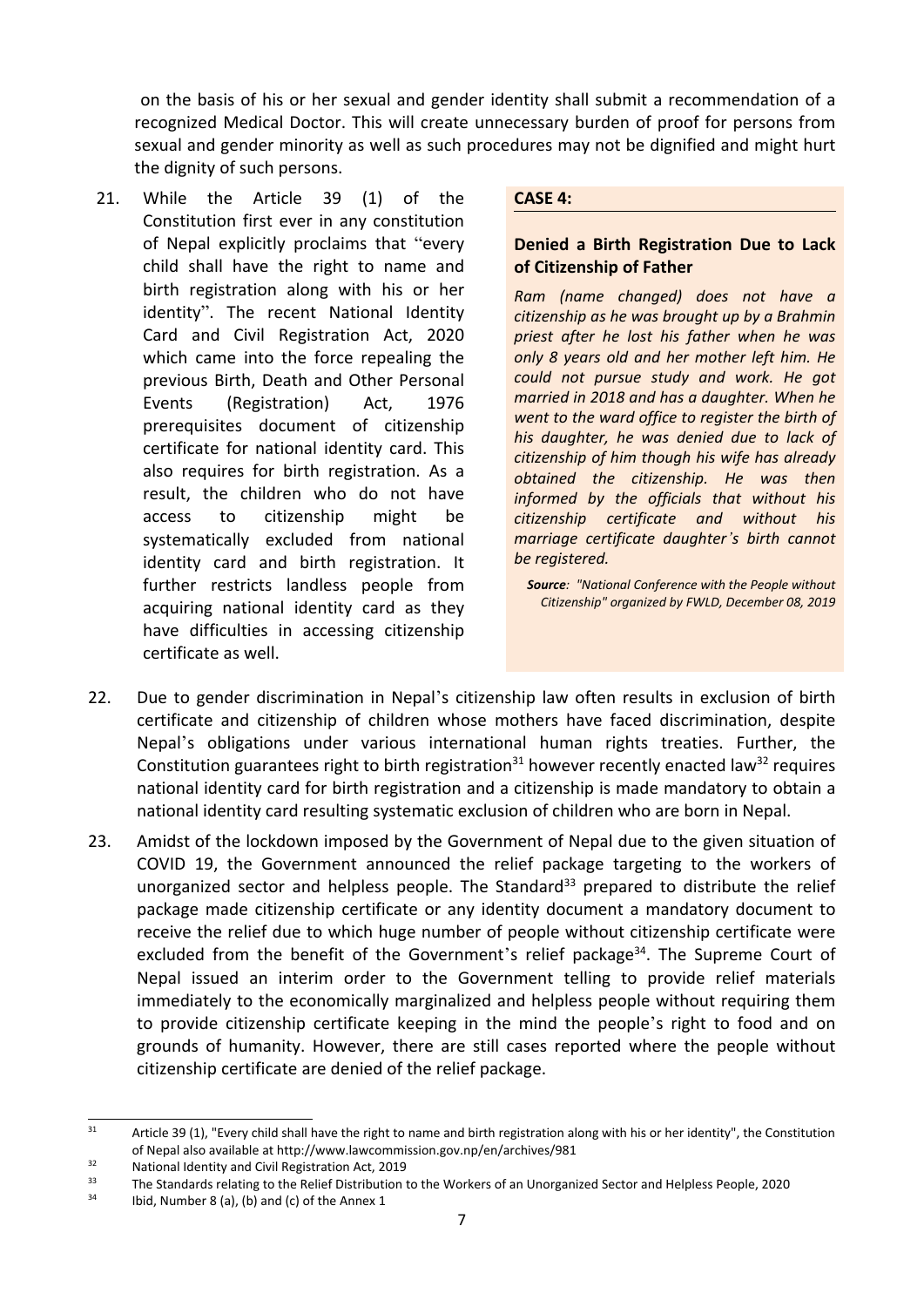on the basis of his or her sexual and gender identity shall submit a recommendation of a recognized Medical Doctor. This will create unnecessary burden of proof for persons from sexual and gender minority as well as such procedures may not be dignified and might hurt the dignity of such persons.

21. While the Article 39 (1) of the Constitution first ever in any constitution of Nepal explicitly proclaims that "every child shall have the right to name and birth registration along with his or her identity". The recent National Identity Card and Civil Registration Act, 2020 which came into the force repealing the previous Birth, Death and Other Personal Events (Registration) Act, 1976 prerequisites document of citizenship certificate for national identity card. This also requires for birth registration. As a result, the children who do not have access to citizenship might be systematically excluded from national identity card and birth registration. It further restricts landless people from acquiring national identity card as they have difficulties in accessing citizenship certificate as well.

**CASE 4:**

**Denied a Birth Registration Due to Lack of Citizenship of Father**

*Ram (name changed) does not have a citizenship as he was brought up by a Brahmin priest after he lost his father when he was only 8 years old and her mother left him. He could not pursue study and work. He got married in 2018 and has a daughter. When he went to the ward office to register the birth of his daughter, he was denied due to lack of citizenship of him though his wife has already obtained the citizenship. He was then informed by the officials that without his citizenship certificate and without his marriage certificate daughter's birth cannot be registered.*

***Source**: "National Conference with the People without Citizenship" organized by FWLD, December 08, 2019*

22. Due to gender discrimination in Nepal's citizenship law often results in exclusion of birth certificate and citizenship of children whose mothers have faced discrimination, despite Nepal's obligations under various international human rights treaties. Further, the Constitution guarantees right to birth registration[31] however recently enacted law[32] requires national identity card for birth registration and a citizenship is made mandatory to obtain a national identity card resulting systematic exclusion of children who are born in Nepal.

23. Amidst of the lockdown imposed by the Government of Nepal due to the given situation of COVID 19, the Government announced the relief package targeting to the workers of unorganized sector and helpless people. The Standard[33] prepared to distribute the relief package made citizenship certificate or any identity document a mandatory document to receive the relief due to which huge number of people without citizenship certificate were excluded from the benefit of the Government's relief package[34]. The Supreme Court of Nepal issued an interim order to the Government telling to provide relief materials immediately to the economically marginalized and helpless people without requiring them to provide citizenship certificate keeping in the mind the people's right to food and on grounds of humanity. However, there are still cases reported where the people without citizenship certificate are denied of the relief package.

---

[31] Article 39 (1), "Every child shall have the right to name and birth registration along with his or her identity", the Constitution of Nepal also available at http://www.lawcommission.gov.np/en/archives/981

[32] National Identity and Civil Registration Act, 2019

[33] The Standards relating to the Relief Distribution to the Workers of an Unorganized Sector and Helpless People, 2020

[34] Ibid, Number 8 (a), (b) and (c) of the Annex 1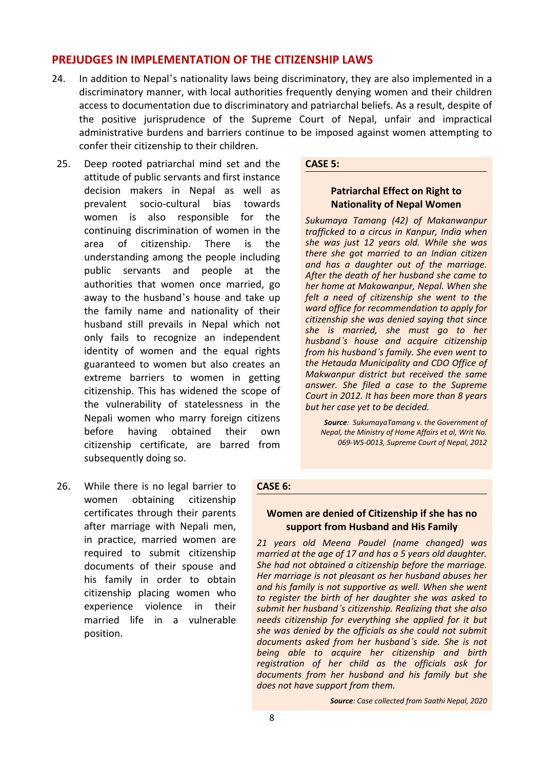## PREJUDGES IN IMPLEMENTATION OF THE CITIZENSHIP LAWS

24. In addition to Nepal's nationality laws being discriminatory, they are also implemented in a discriminatory manner, with local authorities frequently denying women and their children access to documentation due to discriminatory and patriarchal beliefs. As a result, despite of the positive jurisprudence of the Supreme Court of Nepal, unfair and impractical administrative burdens and barriers continue to be imposed against women attempting to confer their citizenship to their children.

25. Deep rooted patriarchal mind set and the attitude of public servants and first instance decision makers in Nepal as well as prevalent socio-cultural bias towards women is also responsible for the continuing discrimination of women in the area of citizenship. There is the understanding among the people including public servants and people at the authorities that women once married, go away to the husband's house and take up the family name and nationality of their husband still prevails in Nepal which not only fails to recognize an independent identity of women and the equal rights guaranteed to women but also creates an extreme barriers to women in getting citizenship. This has widened the scope of the vulnerability of statelessness in the Nepali women who marry foreign citizens before having obtained their own citizenship certificate, are barred from subsequently doing so.

**CASE 5:**

**Patriarchal Effect on Right to Nationality of Nepal Women**

*Sukumaya Tamang (42) of Makanwanpur trafficked to a circus in Kanpur, India when she was just 12 years old. While she was there she got married to an Indian citizen and has a daughter out of the marriage. After the death of her husband she came to her home at Makawanpur, Nepal. When she felt a need of citizenship she went to the ward office for recommendation to apply for citizenship she was denied saying that since she is married, she must go to her husband's house and acquire citizenship from his husband's family. She even went to the Hetauda Municipality and CDO Office of Makwanpur district but received the same answer. She filed a case to the Supreme Court in 2012. It has been more than 8 years but her case yet to be decided.*

***Source**: SukumayaTamang v. the Government of Nepal, the Ministry of Home Affairs et al, Writ No. 069-WS-0013, Supreme Court of Nepal, 2012*

26. While there is no legal barrier to women obtaining citizenship certificates through their parents after marriage with Nepali men, in practice, married women are required to submit citizenship documents of their spouse and his family in order to obtain citizenship placing women who experience violence in their married life in a vulnerable position.

**CASE 6:**

**Women are denied of Citizenship if she has no support from Husband and His Family**

*21 years old Meena Paudel (name changed) was married at the age of 17 and has a 5 years old daughter. She had not obtained a citizenship before the marriage. Her marriage is not pleasant as her husband abuses her and his family is not supportive as well. When she went to register the birth of her daughter she was asked to submit her husband's citizenship. Realizing that she also needs citizenship for everything she applied for it but she was denied by the officials as she could not submit documents asked from her husband's side. She is not being able to acquire her citizenship and birth registration of her child as the officials ask for documents from her husband and his family but she does not have support from them.*

***Source**: Case collected from Saathi Nepal, 2020*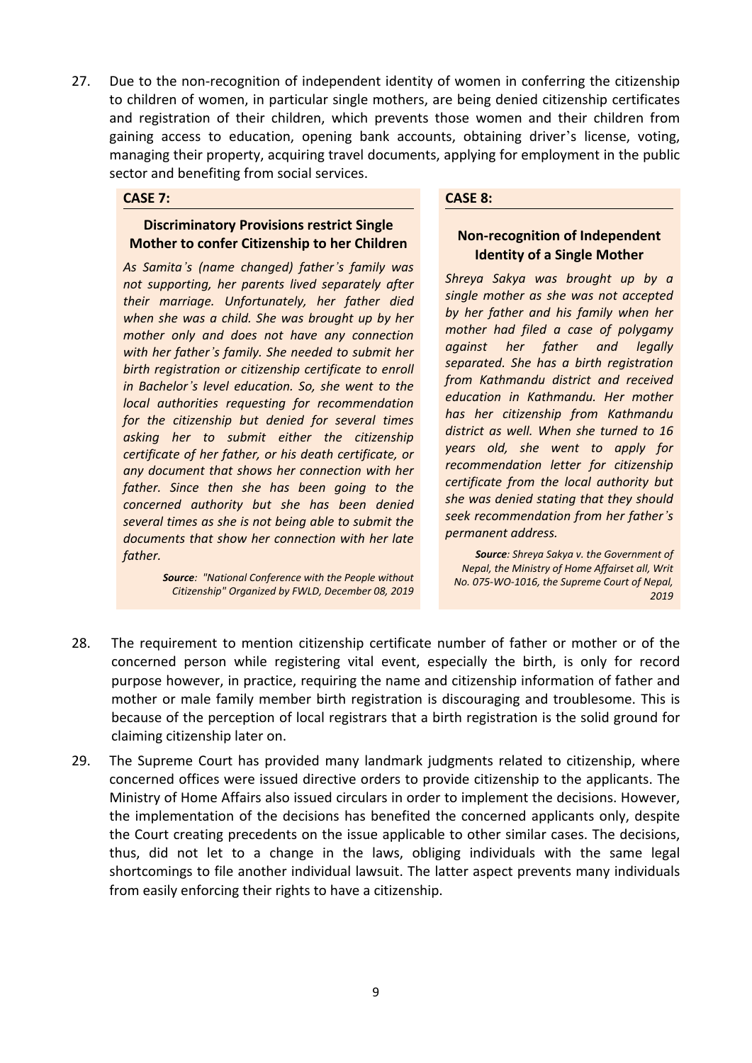27. Due to the non-recognition of independent identity of women in conferring the citizenship to children of women, in particular single mothers, are being denied citizenship certificates and registration of their children, which prevents those women and their children from gaining access to education, opening bank accounts, obtaining driver's license, voting, managing their property, acquiring travel documents, applying for employment in the public sector and benefiting from social services.

**CASE 7:**

**Discriminatory Provisions restrict Single Mother to confer Citizenship to her Children**

*As Samita's (name changed) father's family was not supporting, her parents lived separately after their marriage. Unfortunately, her father died when she was a child. She was brought up by her mother only and does not have any connection with her father's family. She needed to submit her birth registration or citizenship certificate to enroll in Bachelor's level education. So, she went to the local authorities requesting for recommendation for the citizenship but denied for several times asking her to submit either the citizenship certificate of her father, or his death certificate, or any document that shows her connection with her father. Since then she has been going to the concerned authority but she has been denied several times as she is not being able to submit the documents that show her connection with her late father.*

***Source**: "National Conference with the People without Citizenship" Organized by FWLD, December 08, 2019*

**CASE 8:**

**Non-recognition of Independent Identity of a Single Mother**

*Shreya Sakya was brought up by a single mother as she was not accepted by her father and his family when her mother had filed a case of polygamy against her father and legally separated. She has a birth registration from Kathmandu district and received education in Kathmandu. Her mother has her citizenship from Kathmandu district as well. When she turned to 16 years old, she went to apply for recommendation letter for citizenship certificate from the local authority but she was denied stating that they should seek recommendation from her father's permanent address.*

***Source**: Shreya Sakya v. the Government of Nepal, the Ministry of Home Affairset all, Writ No. 075-WO-1016, the Supreme Court of Nepal, 2019*

28. The requirement to mention citizenship certificate number of father or mother or of the concerned person while registering vital event, especially the birth, is only for record purpose however, in practice, requiring the name and citizenship information of father and mother or male family member birth registration is discouraging and troublesome. This is because of the perception of local registrars that a birth registration is the solid ground for claiming citizenship later on.

29. The Supreme Court has provided many landmark judgments related to citizenship, where concerned offices were issued directive orders to provide citizenship to the applicants. The Ministry of Home Affairs also issued circulars in order to implement the decisions. However, the implementation of the decisions has benefited the concerned applicants only, despite the Court creating precedents on the issue applicable to other similar cases. The decisions, thus, did not let to a change in the laws, obliging individuals with the same legal shortcomings to file another individual lawsuit. The latter aspect prevents many individuals from easily enforcing their rights to have a citizenship.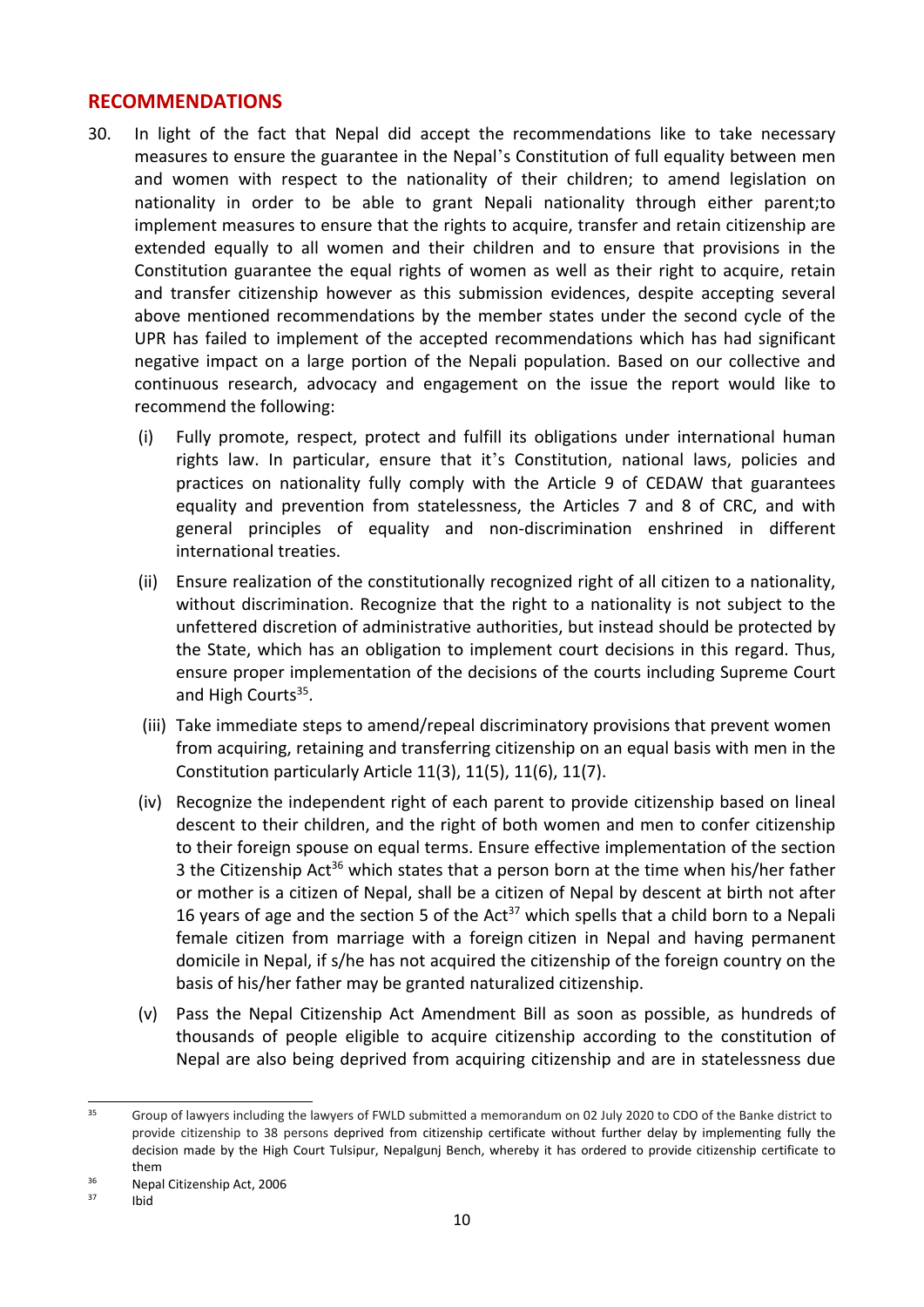## RECOMMENDATIONS

30. In light of the fact that Nepal did accept the recommendations like to take necessary measures to ensure the guarantee in the Nepal's Constitution of full equality between men and women with respect to the nationality of their children; to amend legislation on nationality in order to be able to grant Nepali nationality through either parent;to implement measures to ensure that the rights to acquire, transfer and retain citizenship are extended equally to all women and their children and to ensure that provisions in the Constitution guarantee the equal rights of women as well as their right to acquire, retain and transfer citizenship however as this submission evidences, despite accepting several above mentioned recommendations by the member states under the second cycle of the UPR has failed to implement of the accepted recommendations which has had significant negative impact on a large portion of the Nepali population. Based on our collective and continuous research, advocacy and engagement on the issue the report would like to recommend the following:

    (i) Fully promote, respect, protect and fulfill its obligations under international human rights law. In particular, ensure that it's Constitution, national laws, policies and practices on nationality fully comply with the Article 9 of CEDAW that guarantees equality and prevention from statelessness, the Articles 7 and 8 of CRC, and with general principles of equality and non-discrimination enshrined in different international treaties.

    (ii) Ensure realization of the constitutionally recognized right of all citizen to a nationality, without discrimination. Recognize that the right to a nationality is not subject to the unfettered discretion of administrative authorities, but instead should be protected by the State, which has an obligation to implement court decisions in this regard. Thus, ensure proper implementation of the decisions of the courts including Supreme Court and High Courts[35].

    (iii) Take immediate steps to amend/repeal discriminatory provisions that prevent women from acquiring, retaining and transferring citizenship on an equal basis with men in the Constitution particularly Article 11(3), 11(5), 11(6), 11(7).

    (iv) Recognize the independent right of each parent to provide citizenship based on lineal descent to their children, and the right of both women and men to confer citizenship to their foreign spouse on equal terms. Ensure effective implementation of the section 3 the Citizenship Act[36] which states that a person born at the time when his/her father or mother is a citizen of Nepal, shall be a citizen of Nepal by descent at birth not after 16 years of age and the section 5 of the Act[37] which spells that a child born to a Nepali female citizen from marriage with a foreign citizen in Nepal and having permanent domicile in Nepal, if s/he has not acquired the citizenship of the foreign country on the basis of his/her father may be granted naturalized citizenship.

    (v) Pass the Nepal Citizenship Act Amendment Bill as soon as possible, as hundreds of thousands of people eligible to acquire citizenship according to the constitution of Nepal are also being deprived from acquiring citizenship and are in statelessness due

---

[35] Group of lawyers including the lawyers of FWLD submitted a memorandum on 02 July 2020 to CDO of the Banke district to provide citizenship to 38 persons deprived from citizenship certificate without further delay by implementing fully the decision made by the High Court Tulsipur, Nepalgunj Bench, whereby it has ordered to provide citizenship certificate to them

[36] Nepal Citizenship Act, 2006

[37] Ibid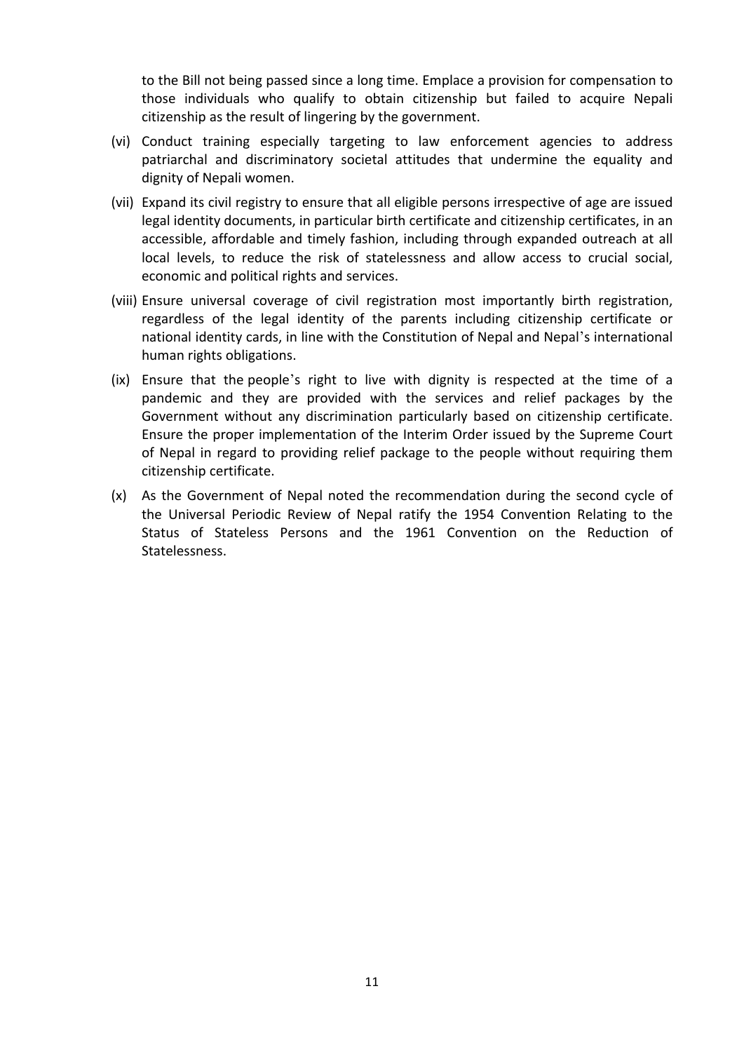to the Bill not being passed since a long time. Emplace a provision for compensation to those individuals who qualify to obtain citizenship but failed to acquire Nepali citizenship as the result of lingering by the government.

(vi) Conduct training especially targeting to law enforcement agencies to address patriarchal and discriminatory societal attitudes that undermine the equality and dignity of Nepali women.

(vii) Expand its civil registry to ensure that all eligible persons irrespective of age are issued legal identity documents, in particular birth certificate and citizenship certificates, in an accessible, affordable and timely fashion, including through expanded outreach at all local levels, to reduce the risk of statelessness and allow access to crucial social, economic and political rights and services.

(viii) Ensure universal coverage of civil registration most importantly birth registration, regardless of the legal identity of the parents including citizenship certificate or national identity cards, in line with the Constitution of Nepal and Nepal's international human rights obligations.

(ix) Ensure that the people's right to live with dignity is respected at the time of a pandemic and they are provided with the services and relief packages by the Government without any discrimination particularly based on citizenship certificate. Ensure the proper implementation of the Interim Order issued by the Supreme Court of Nepal in regard to providing relief package to the people without requiring them citizenship certificate.

(x) As the Government of Nepal noted the recommendation during the second cycle of the Universal Periodic Review of Nepal ratify the 1954 Convention Relating to the Status of Stateless Persons and the 1961 Convention on the Reduction of Statelessness.